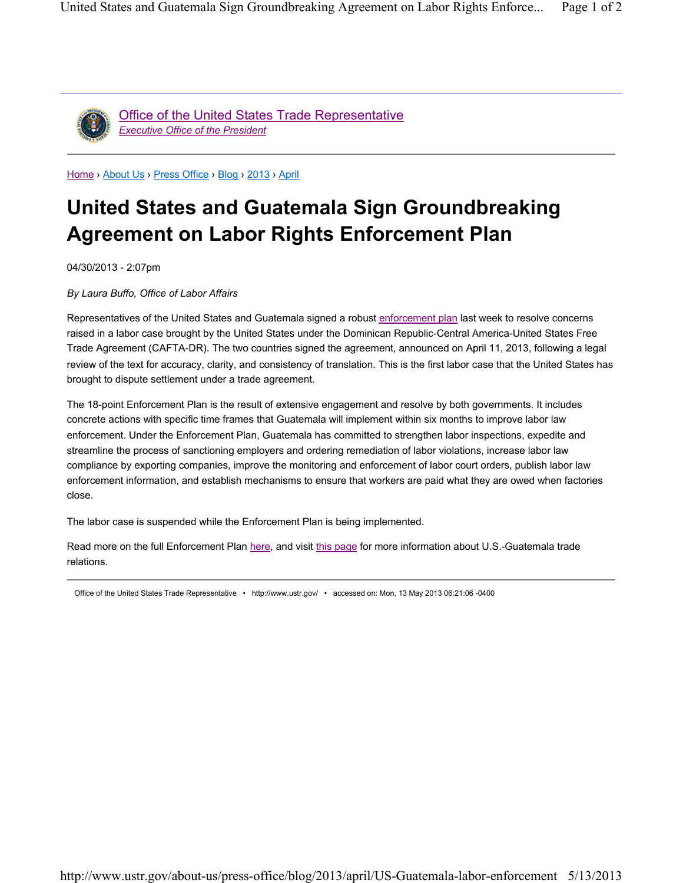Office of the United States Trade Representative
*Executive Office of the President*

Home › About Us › Press Office › Blog › 2013 › April

# United States and Guatemala Sign Groundbreaking Agreement on Labor Rights Enforcement Plan

04/30/2013 - 2:07pm

*By Laura Buffo, Office of Labor Affairs*

Representatives of the United States and Guatemala signed a robust enforcement plan last week to resolve concerns raised in a labor case brought by the United States under the Dominican Republic-Central America-United States Free Trade Agreement (CAFTA-DR). The two countries signed the agreement, announced on April 11, 2013, following a legal review of the text for accuracy, clarity, and consistency of translation. This is the first labor case that the United States has brought to dispute settlement under a trade agreement.

The 18-point Enforcement Plan is the result of extensive engagement and resolve by both governments. It includes concrete actions with specific time frames that Guatemala will implement within six months to improve labor law enforcement. Under the Enforcement Plan, Guatemala has committed to strengthen labor inspections, expedite and streamline the process of sanctioning employers and ordering remediation of labor violations, increase labor law compliance by exporting companies, improve the monitoring and enforcement of labor court orders, publish labor law enforcement information, and establish mechanisms to ensure that workers are paid what they are owed when factories close.

The labor case is suspended while the Enforcement Plan is being implemented.

Read more on the full Enforcement Plan here, and visit this page for more information about U.S.-Guatemala trade relations.

Office of the United States Trade Representative • http://www.ustr.gov/ • accessed on: Mon, 13 May 2013 06:21:06 -0400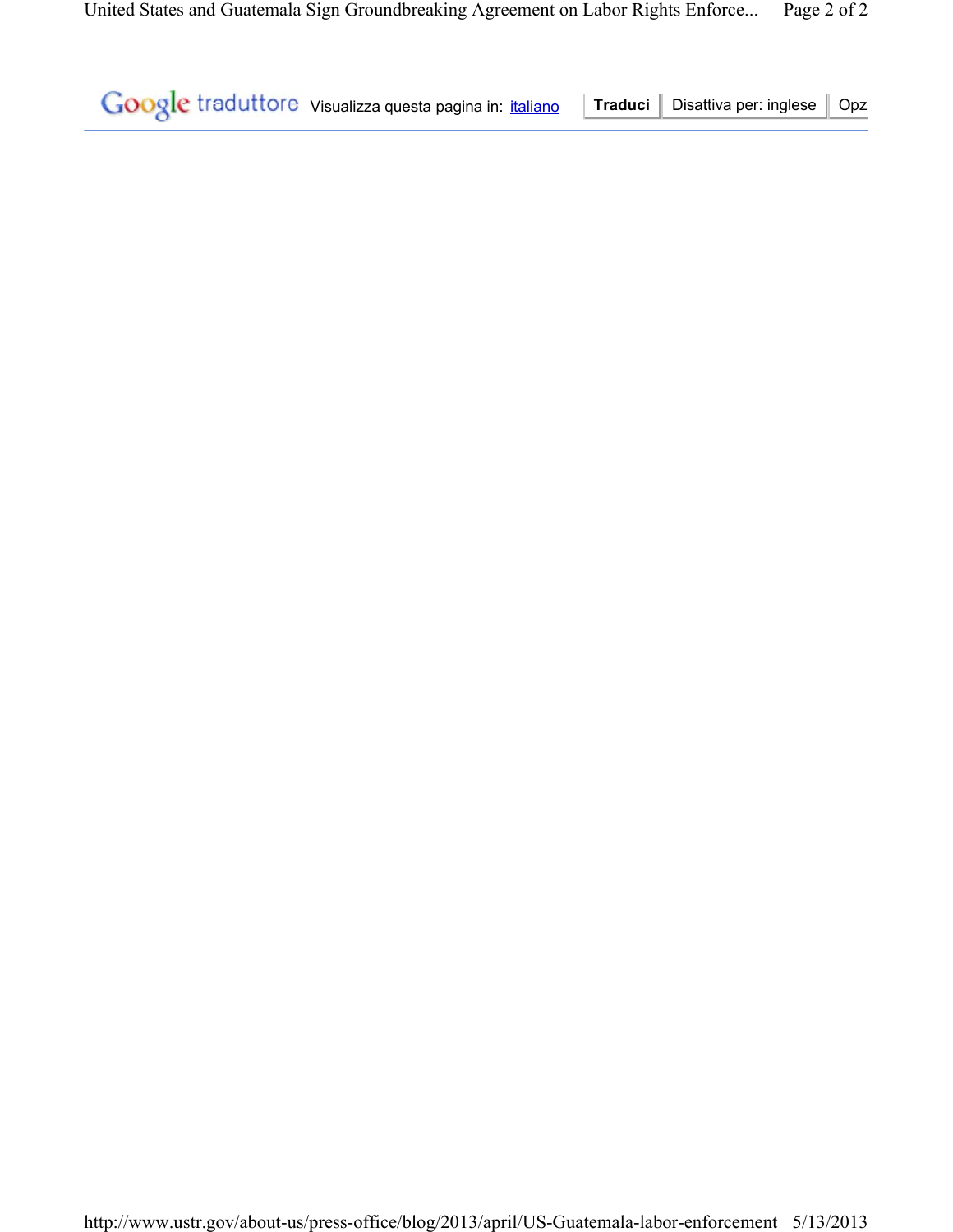Google traduttore Visualizza questa pagina in: italiano | Traduci | Disattiva per: inglese | Opzi